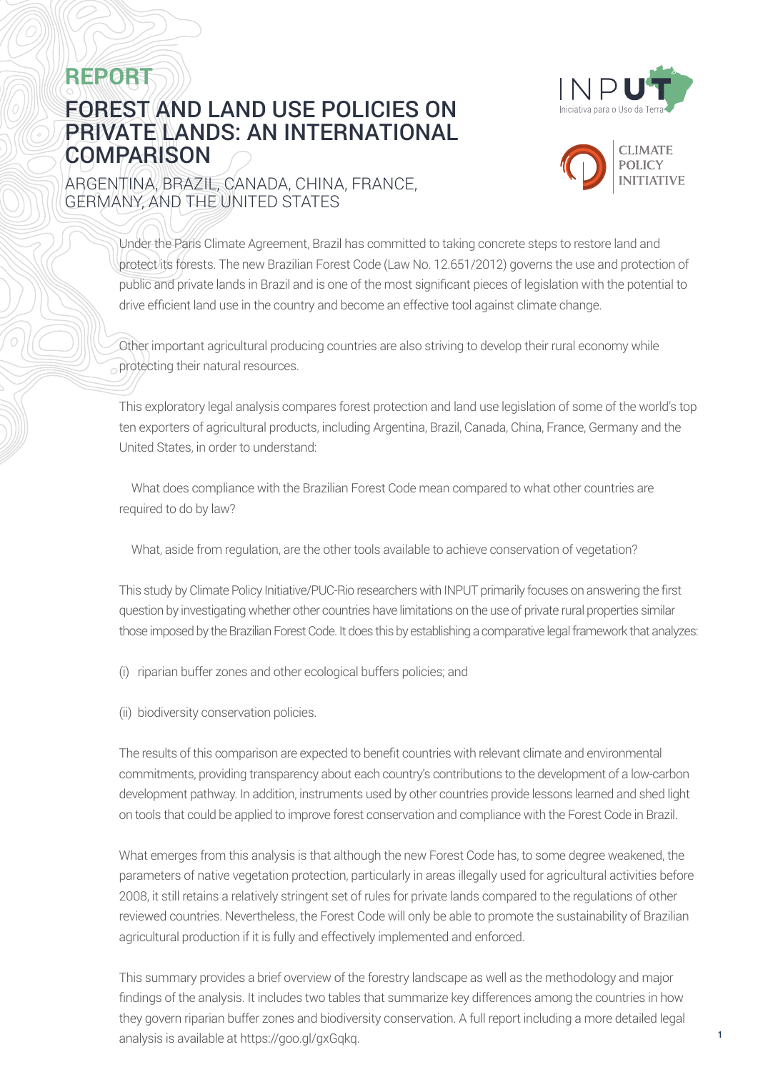# REPORT

# FOREST AND LAND USE POLICIES ON PRIVATE LANDS: AN INTERNATIONAL COMPARISON

## ARGENTINA, BRAZIL, CANADA, CHINA, FRANCE, GERMANY, AND THE UNITED STATES

Under the Paris Climate Agreement, Brazil has committed to taking concrete steps to restore land and protect its forests. The new Brazilian Forest Code (Law No. 12.651/2012) governs the use and protection of public and private lands in Brazil and is one of the most significant pieces of legislation with the potential to drive efficient land use in the country and become an effective tool against climate change.

Other important agricultural producing countries are also striving to develop their rural economy while protecting their natural resources.

This exploratory legal analysis compares forest protection and land use legislation of some of the world's top ten exporters of agricultural products, including Argentina, Brazil, Canada, China, France, Germany and the United States, in order to understand:

What does compliance with the Brazilian Forest Code mean compared to what other countries are required to do by law?

What, aside from regulation, are the other tools available to achieve conservation of vegetation?

This study by Climate Policy Initiative/PUC-Rio researchers with INPUT primarily focuses on answering the first question by investigating whether other countries have limitations on the use of private rural properties similar those imposed by the Brazilian Forest Code. It does this by establishing a comparative legal framework that analyzes:

(i) riparian buffer zones and other ecological buffers policies; and

(ii) biodiversity conservation policies.

The results of this comparison are expected to benefit countries with relevant climate and environmental commitments, providing transparency about each country's contributions to the development of a low-carbon development pathway. In addition, instruments used by other countries provide lessons learned and shed light on tools that could be applied to improve forest conservation and compliance with the Forest Code in Brazil.

What emerges from this analysis is that although the new Forest Code has, to some degree weakened, the parameters of native vegetation protection, particularly in areas illegally used for agricultural activities before 2008, it still retains a relatively stringent set of rules for private lands compared to the regulations of other reviewed countries. Nevertheless, the Forest Code will only be able to promote the sustainability of Brazilian agricultural production if it is fully and effectively implemented and enforced.

This summary provides a brief overview of the forestry landscape as well as the methodology and major findings of the analysis. It includes two tables that summarize key differences among the countries in how they govern riparian buffer zones and biodiversity conservation. A full report including a more detailed legal analysis is available at https://goo.gl/gxGqkq.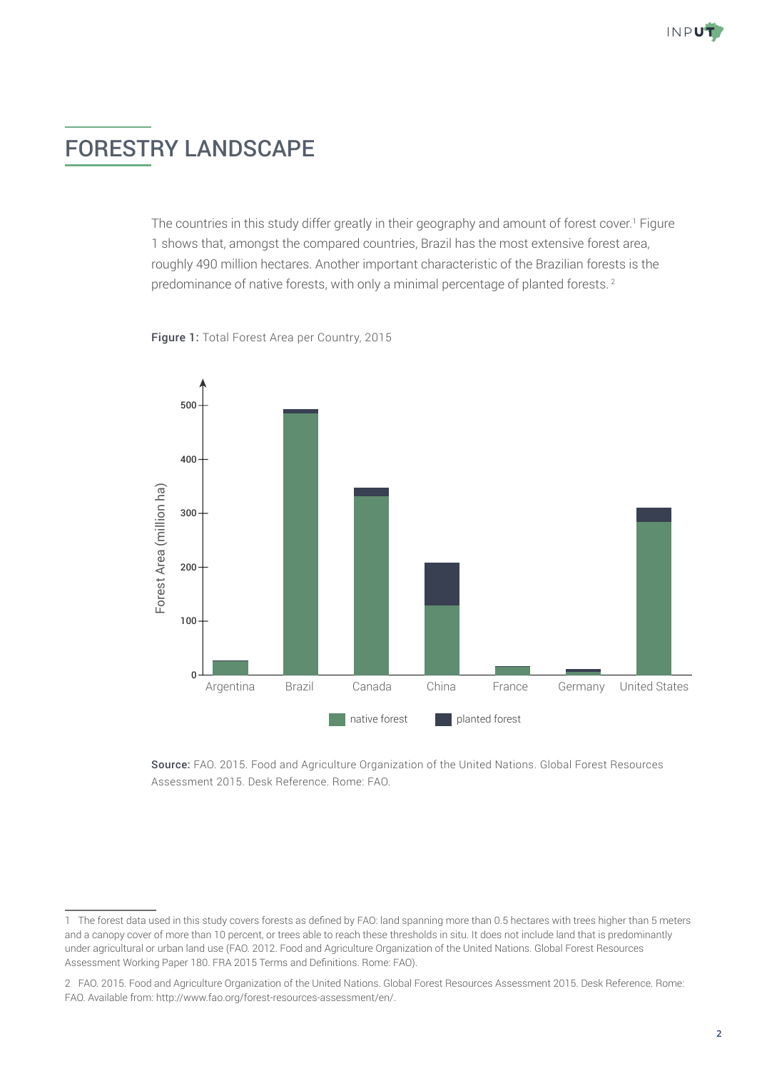# FORESTRY LANDSCAPE

The countries in this study differ greatly in their geography and amount of forest cover.[1] Figure 1 shows that, amongst the compared countries, Brazil has the most extensive forest area, roughly 490 million hectares. Another important characteristic of the Brazilian forests is the predominance of native forests, with only a minimal percentage of planted forests. [2]

**Figure 1:** Total Forest Area per Country, 2015

**Source:** FAO. 2015. Food and Agriculture Organization of the United Nations. Global Forest Resources Assessment 2015. Desk Reference. Rome: FAO.

---

1 The forest data used in this study covers forests as defined by FAO: land spanning more than 0.5 hectares with trees higher than 5 meters and a canopy cover of more than 10 percent, or trees able to reach these thresholds in situ. It does not include land that is predominantly under agricultural or urban land use (FAO. 2012. Food and Agriculture Organization of the United Nations. Global Forest Resources Assessment Working Paper 180. FRA 2015 Terms and Definitions. Rome: FAO).

2 FAO. 2015. Food and Agriculture Organization of the United Nations. Global Forest Resources Assessment 2015. Desk Reference. Rome: FAO. Available from: http://www.fao.org/forest-resources-assessment/en/.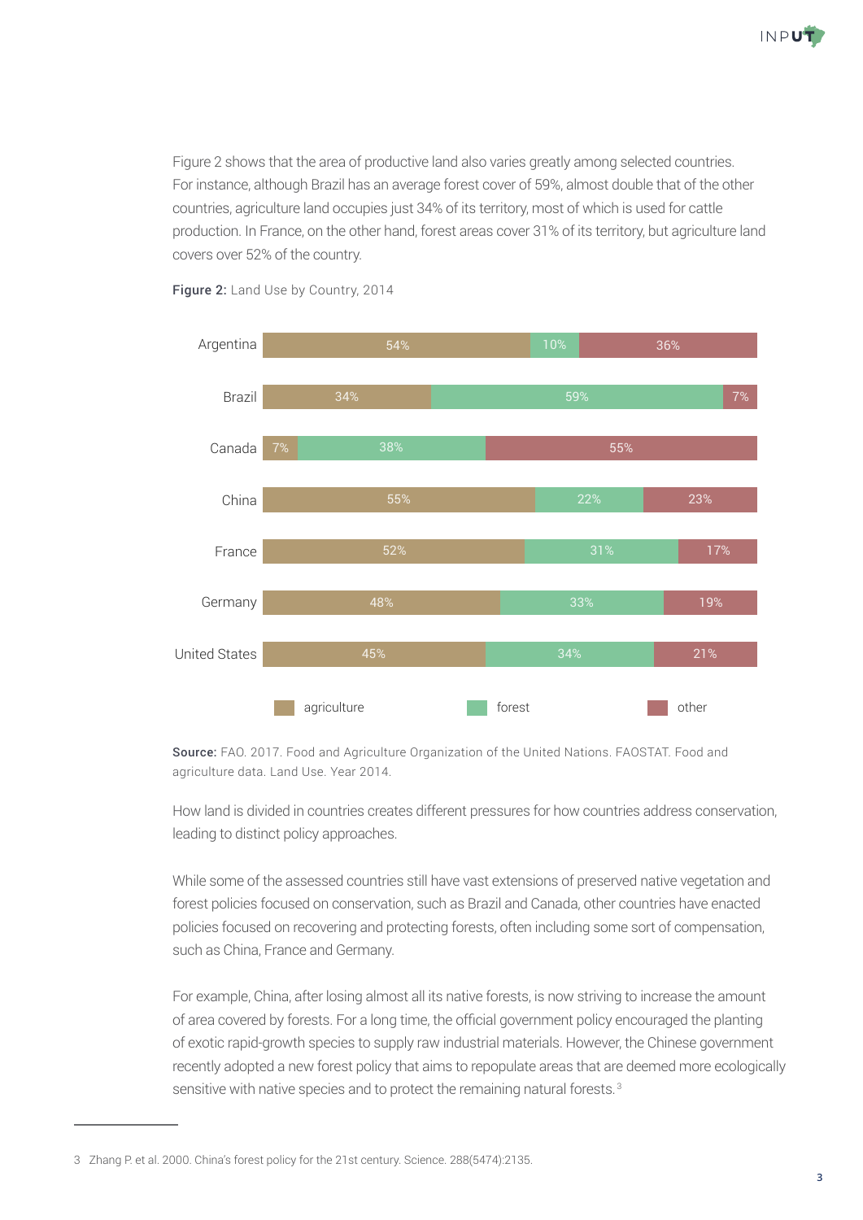Figure 2 shows that the area of productive land also varies greatly among selected countries. For instance, although Brazil has an average forest cover of 59%, almost double that of the other countries, agriculture land occupies just 34% of its territory, most of which is used for cattle production. In France, on the other hand, forest areas cover 31% of its territory, but agriculture land covers over 52% of the country.

**Figure 2:** Land Use by Country, 2014

| Country | agriculture | forest | other |
|---|---|---|---|
| Argentina | 54% | 10% | 36% |
| Brazil | 34% | 59% | 7% |
| Canada | 7% | 38% | 55% |
| China | 55% | 22% | 23% |
| France | 52% | 31% | 17% |
| Germany | 48% | 33% | 19% |
| United States | 45% | 34% | 21% |

**Source:** FAO. 2017. Food and Agriculture Organization of the United Nations. FAOSTAT. Food and agriculture data. Land Use. Year 2014.

How land is divided in countries creates different pressures for how countries address conservation, leading to distinct policy approaches.

While some of the assessed countries still have vast extensions of preserved native vegetation and forest policies focused on conservation, such as Brazil and Canada, other countries have enacted policies focused on recovering and protecting forests, often including some sort of compensation, such as China, France and Germany.

For example, China, after losing almost all its native forests, is now striving to increase the amount of area covered by forests. For a long time, the official government policy encouraged the planting of exotic rapid-growth species to supply raw industrial materials. However, the Chinese government recently adopted a new forest policy that aims to repopulate areas that are deemed more ecologically sensitive with native species and to protect the remaining natural forests.[3]

3 Zhang P. et al. 2000. China's forest policy for the 21st century. Science. 288(5474):2135.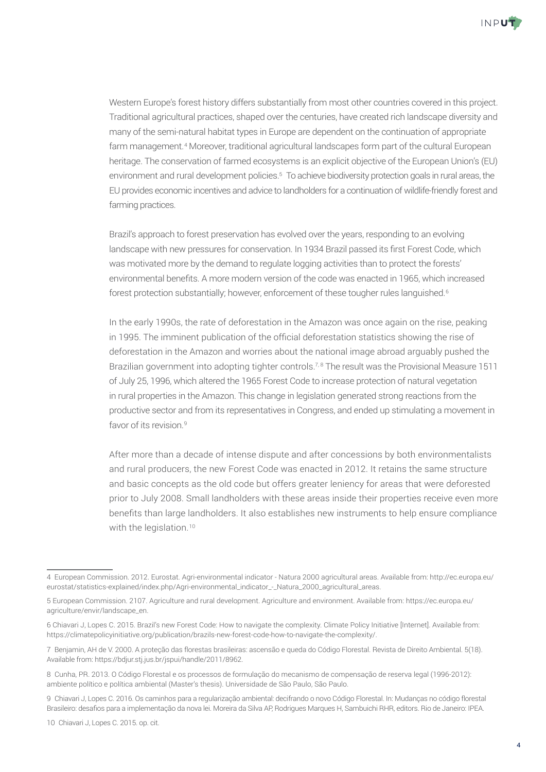Western Europe's forest history differs substantially from most other countries covered in this project. Traditional agricultural practices, shaped over the centuries, have created rich landscape diversity and many of the semi-natural habitat types in Europe are dependent on the continuation of appropriate farm management.[4] Moreover, traditional agricultural landscapes form part of the cultural European heritage. The conservation of farmed ecosystems is an explicit objective of the European Union's (EU) environment and rural development policies.[5] To achieve biodiversity protection goals in rural areas, the EU provides economic incentives and advice to landholders for a continuation of wildlife-friendly forest and farming practices.

Brazil's approach to forest preservation has evolved over the years, responding to an evolving landscape with new pressures for conservation. In 1934 Brazil passed its first Forest Code, which was motivated more by the demand to regulate logging activities than to protect the forests' environmental benefits. A more modern version of the code was enacted in 1965, which increased forest protection substantially; however, enforcement of these tougher rules languished.[6]

In the early 1990s, the rate of deforestation in the Amazon was once again on the rise, peaking in 1995. The imminent publication of the official deforestation statistics showing the rise of deforestation in the Amazon and worries about the national image abroad arguably pushed the Brazilian government into adopting tighter controls.[7,8] The result was the Provisional Measure 1511 of July 25, 1996, which altered the 1965 Forest Code to increase protection of natural vegetation in rural properties in the Amazon. This change in legislation generated strong reactions from the productive sector and from its representatives in Congress, and ended up stimulating a movement in favor of its revision.[9]

After more than a decade of intense dispute and after concessions by both environmentalists and rural producers, the new Forest Code was enacted in 2012. It retains the same structure and basic concepts as the old code but offers greater leniency for areas that were deforested prior to July 2008. Small landholders with these areas inside their properties receive even more benefits than large landholders. It also establishes new instruments to help ensure compliance with the legislation.[10]

---

4 European Commission. 2012. Eurostat. Agri-environmental indicator - Natura 2000 agricultural areas. Available from: http://ec.europa.eu/eurostat/statistics-explained/index.php/Agri-environmental_indicator_-_Natura_2000_agricultural_areas.

5 European Commission. 2107. Agriculture and rural development. Agriculture and environment. Available from: https://ec.europa.eu/agriculture/envir/landscape_en.

6 Chiavari J, Lopes C. 2015. Brazil's new Forest Code: How to navigate the complexity. Climate Policy Initiative [Internet]. Available from: https://climatepolicyinitiative.org/publication/brazils-new-forest-code-how-to-navigate-the-complexity/.

7 Benjamin, AH de V. 2000. A proteção das florestas brasileiras: ascensão e queda do Código Florestal. Revista de Direito Ambiental. 5(18). Available from: https://bdjur.stj.jus.br/jspui/handle/2011/8962.

8 Cunha, PR. 2013. O Código Florestal e os processos de formulação do mecanismo de compensação de reserva legal (1996-2012): ambiente político e política ambiental (Master's thesis). Universidade de São Paulo, São Paulo.

9 Chiavari J, Lopes C. 2016. Os caminhos para a regularização ambiental: decifrando o novo Código Florestal. In: Mudanças no código florestal Brasileiro: desafios para a implementação da nova lei. Moreira da Silva AP, Rodrigues Marques H, Sambuichi RHR, editors. Rio de Janeiro: IPEA.

10 Chiavari J, Lopes C. 2015. op. cit.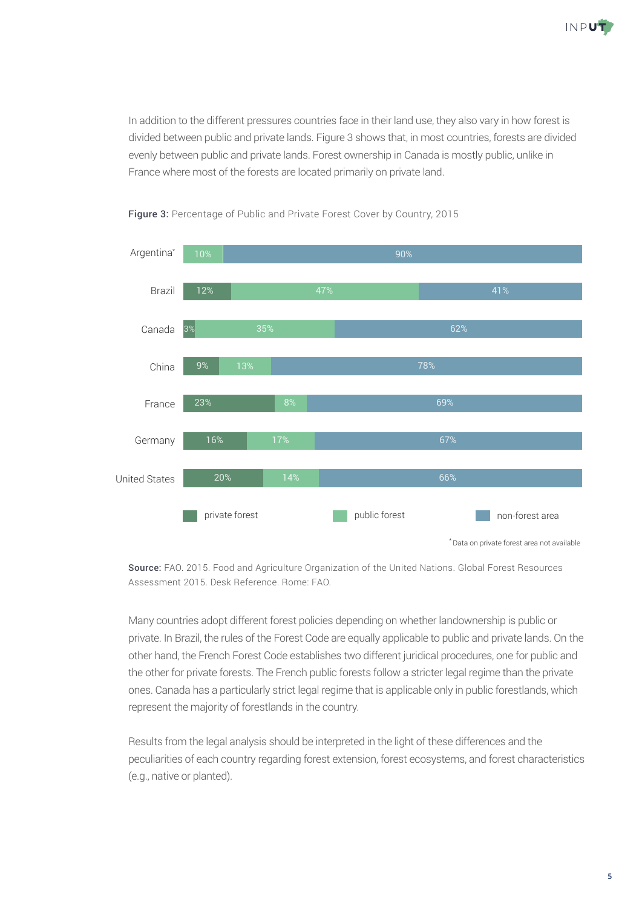In addition to the different pressures countries face in their land use, they also vary in how forest is divided between public and private lands. Figure 3 shows that, in most countries, forests are divided evenly between public and private lands. Forest ownership in Canada is mostly public, unlike in France where most of the forests are located primarily on private land.

**Figure 3:** Percentage of Public and Private Forest Cover by Country, 2015

| Country | private forest | public forest | non-forest area |
|---|---|---|---|
| Argentina* | | 10% | 90% |
| Brazil | 12% | 47% | 41% |
| Canada | 3% | 35% | 62% |
| China | 9% | 13% | 78% |
| France | 23% | 8% | 69% |
| Germany | 16% | 17% | 67% |
| United States | 20% | 14% | 66% |

*Data on private forest area not available

**Source:** FAO. 2015. Food and Agriculture Organization of the United Nations. Global Forest Resources Assessment 2015. Desk Reference. Rome: FAO.

Many countries adopt different forest policies depending on whether landownership is public or private. In Brazil, the rules of the Forest Code are equally applicable to public and private lands. On the other hand, the French Forest Code establishes two different juridical procedures, one for public and the other for private forests. The French public forests follow a stricter legal regime than the private ones. Canada has a particularly strict legal regime that is applicable only in public forestlands, which represent the majority of forestlands in the country.

Results from the legal analysis should be interpreted in the light of these differences and the peculiarities of each country regarding forest extension, forest ecosystems, and forest characteristics (e.g., native or planted).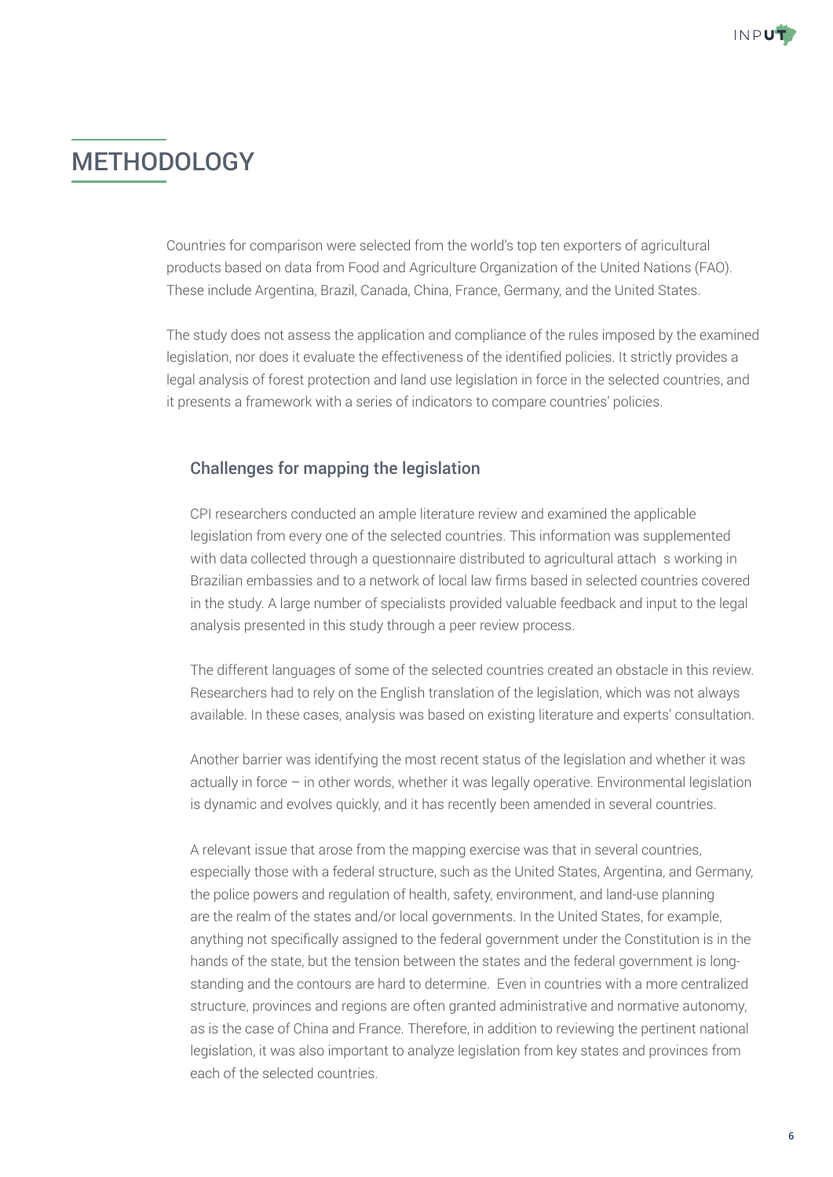# METHODOLOGY

Countries for comparison were selected from the world's top ten exporters of agricultural products based on data from Food and Agriculture Organization of the United Nations (FAO). These include Argentina, Brazil, Canada, China, France, Germany, and the United States.

The study does not assess the application and compliance of the rules imposed by the examined legislation, nor does it evaluate the effectiveness of the identified policies. It strictly provides a legal analysis of forest protection and land use legislation in force in the selected countries, and it presents a framework with a series of indicators to compare countries' policies.

## Challenges for mapping the legislation

CPI researchers conducted an ample literature review and examined the applicable legislation from every one of the selected countries. This information was supplemented with data collected through a questionnaire distributed to agricultural attach s working in Brazilian embassies and to a network of local law firms based in selected countries covered in the study. A large number of specialists provided valuable feedback and input to the legal analysis presented in this study through a peer review process.

The different languages of some of the selected countries created an obstacle in this review. Researchers had to rely on the English translation of the legislation, which was not always available. In these cases, analysis was based on existing literature and experts' consultation.

Another barrier was identifying the most recent status of the legislation and whether it was actually in force – in other words, whether it was legally operative. Environmental legislation is dynamic and evolves quickly, and it has recently been amended in several countries.

A relevant issue that arose from the mapping exercise was that in several countries, especially those with a federal structure, such as the United States, Argentina, and Germany, the police powers and regulation of health, safety, environment, and land-use planning are the realm of the states and/or local governments. In the United States, for example, anything not specifically assigned to the federal government under the Constitution is in the hands of the state, but the tension between the states and the federal government is long-standing and the contours are hard to determine. Even in countries with a more centralized structure, provinces and regions are often granted administrative and normative autonomy, as is the case of China and France. Therefore, in addition to reviewing the pertinent national legislation, it was also important to analyze legislation from key states and provinces from each of the selected countries.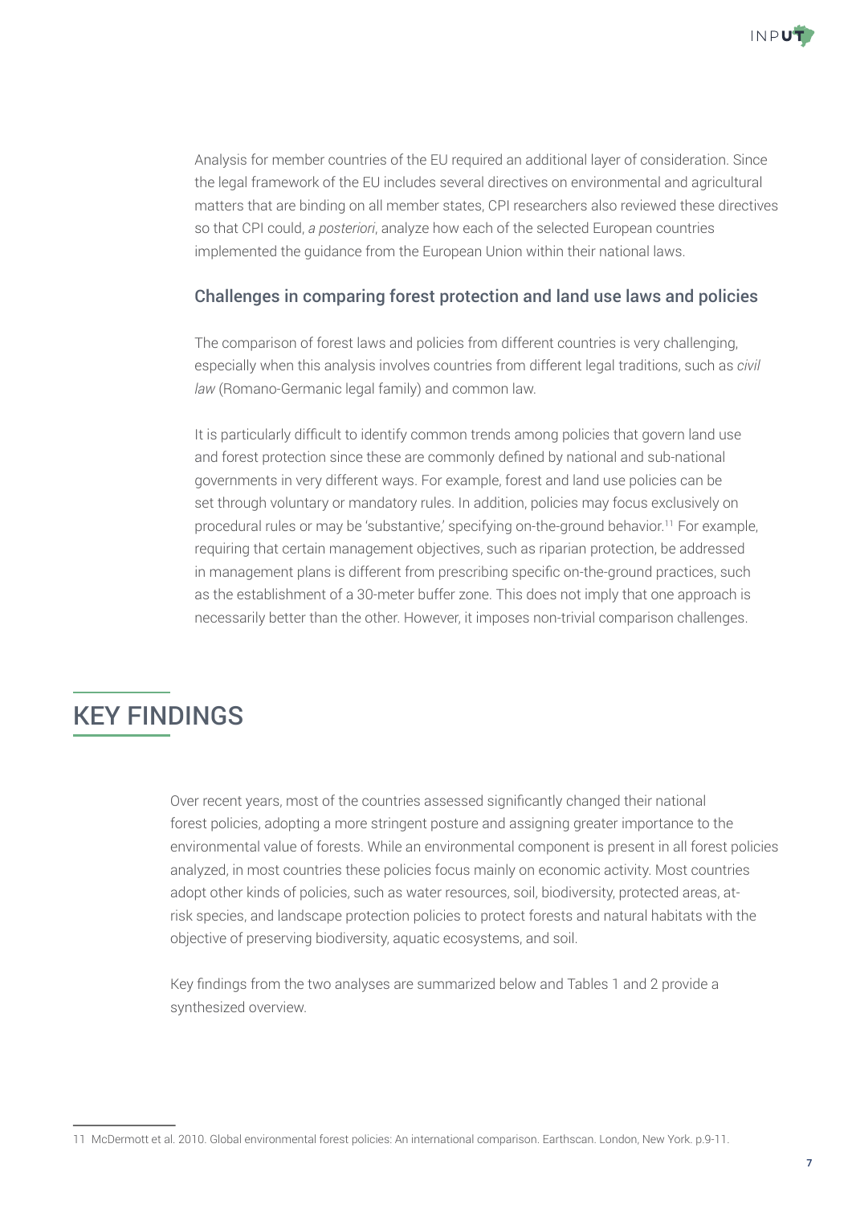Analysis for member countries of the EU required an additional layer of consideration. Since the legal framework of the EU includes several directives on environmental and agricultural matters that are binding on all member states, CPI researchers also reviewed these directives so that CPI could, *a posteriori*, analyze how each of the selected European countries implemented the guidance from the European Union within their national laws.

### Challenges in comparing forest protection and land use laws and policies

The comparison of forest laws and policies from different countries is very challenging, especially when this analysis involves countries from different legal traditions, such as *civil law* (Romano-Germanic legal family) and common law.

It is particularly difficult to identify common trends among policies that govern land use and forest protection since these are commonly defined by national and sub-national governments in very different ways. For example, forest and land use policies can be set through voluntary or mandatory rules. In addition, policies may focus exclusively on procedural rules or may be 'substantive,' specifying on-the-ground behavior.[11] For example, requiring that certain management objectives, such as riparian protection, be addressed in management plans is different from prescribing specific on-the-ground practices, such as the establishment of a 30-meter buffer zone. This does not imply that one approach is necessarily better than the other. However, it imposes non-trivial comparison challenges.

## KEY FINDINGS

Over recent years, most of the countries assessed significantly changed their national forest policies, adopting a more stringent posture and assigning greater importance to the environmental value of forests. While an environmental component is present in all forest policies analyzed, in most countries these policies focus mainly on economic activity. Most countries adopt other kinds of policies, such as water resources, soil, biodiversity, protected areas, at-risk species, and landscape protection policies to protect forests and natural habitats with the objective of preserving biodiversity, aquatic ecosystems, and soil.

Key findings from the two analyses are summarized below and Tables 1 and 2 provide a synthesized overview.

---

11 McDermott et al. 2010. Global environmental forest policies: An international comparison. Earthscan. London, New York. p.9-11.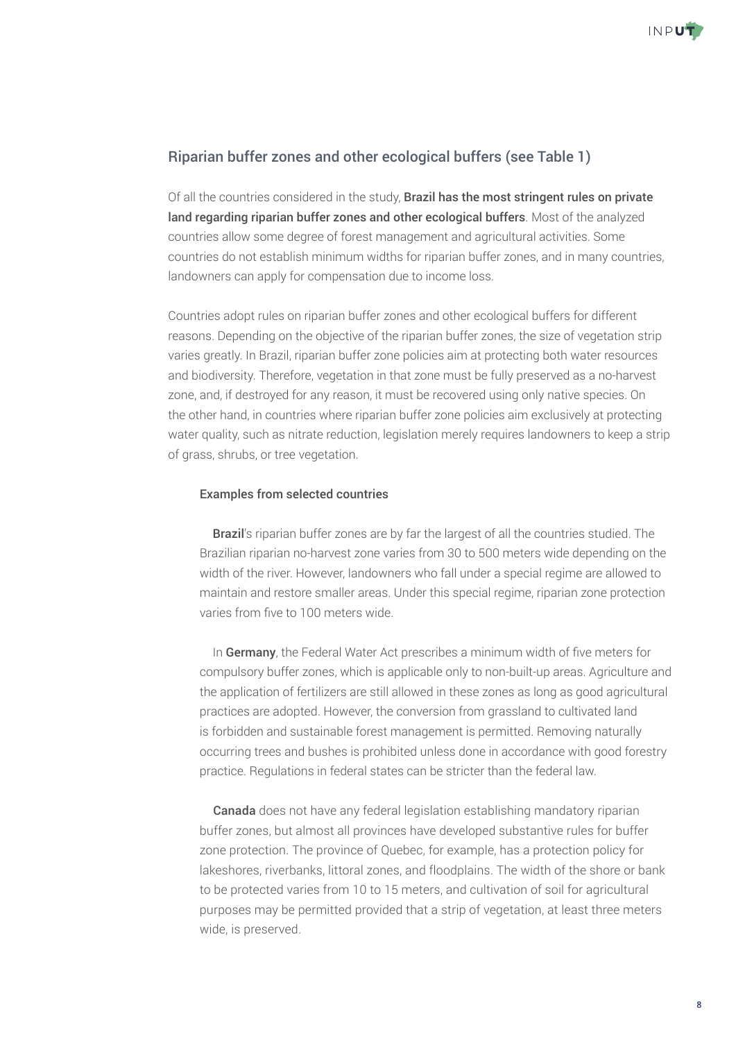## Riparian buffer zones and other ecological buffers (see Table 1)

Of all the countries considered in the study, **Brazil has the most stringent rules on private land regarding riparian buffer zones and other ecological buffers**. Most of the analyzed countries allow some degree of forest management and agricultural activities. Some countries do not establish minimum widths for riparian buffer zones, and in many countries, landowners can apply for compensation due to income loss.

Countries adopt rules on riparian buffer zones and other ecological buffers for different reasons. Depending on the objective of the riparian buffer zones, the size of vegetation strip varies greatly. In Brazil, riparian buffer zone policies aim at protecting both water resources and biodiversity. Therefore, vegetation in that zone must be fully preserved as a no-harvest zone, and, if destroyed for any reason, it must be recovered using only native species. On the other hand, in countries where riparian buffer zone policies aim exclusively at protecting water quality, such as nitrate reduction, legislation merely requires landowners to keep a strip of grass, shrubs, or tree vegetation.

### Examples from selected countries

**Brazil**'s riparian buffer zones are by far the largest of all the countries studied. The Brazilian riparian no-harvest zone varies from 30 to 500 meters wide depending on the width of the river. However, landowners who fall under a special regime are allowed to maintain and restore smaller areas. Under this special regime, riparian zone protection varies from five to 100 meters wide.

In **Germany**, the Federal Water Act prescribes a minimum width of five meters for compulsory buffer zones, which is applicable only to non-built-up areas. Agriculture and the application of fertilizers are still allowed in these zones as long as good agricultural practices are adopted. However, the conversion from grassland to cultivated land is forbidden and sustainable forest management is permitted. Removing naturally occurring trees and bushes is prohibited unless done in accordance with good forestry practice. Regulations in federal states can be stricter than the federal law.

**Canada** does not have any federal legislation establishing mandatory riparian buffer zones, but almost all provinces have developed substantive rules for buffer zone protection. The province of Quebec, for example, has a protection policy for lakeshores, riverbanks, littoral zones, and floodplains. The width of the shore or bank to be protected varies from 10 to 15 meters, and cultivation of soil for agricultural purposes may be permitted provided that a strip of vegetation, at least three meters wide, is preserved.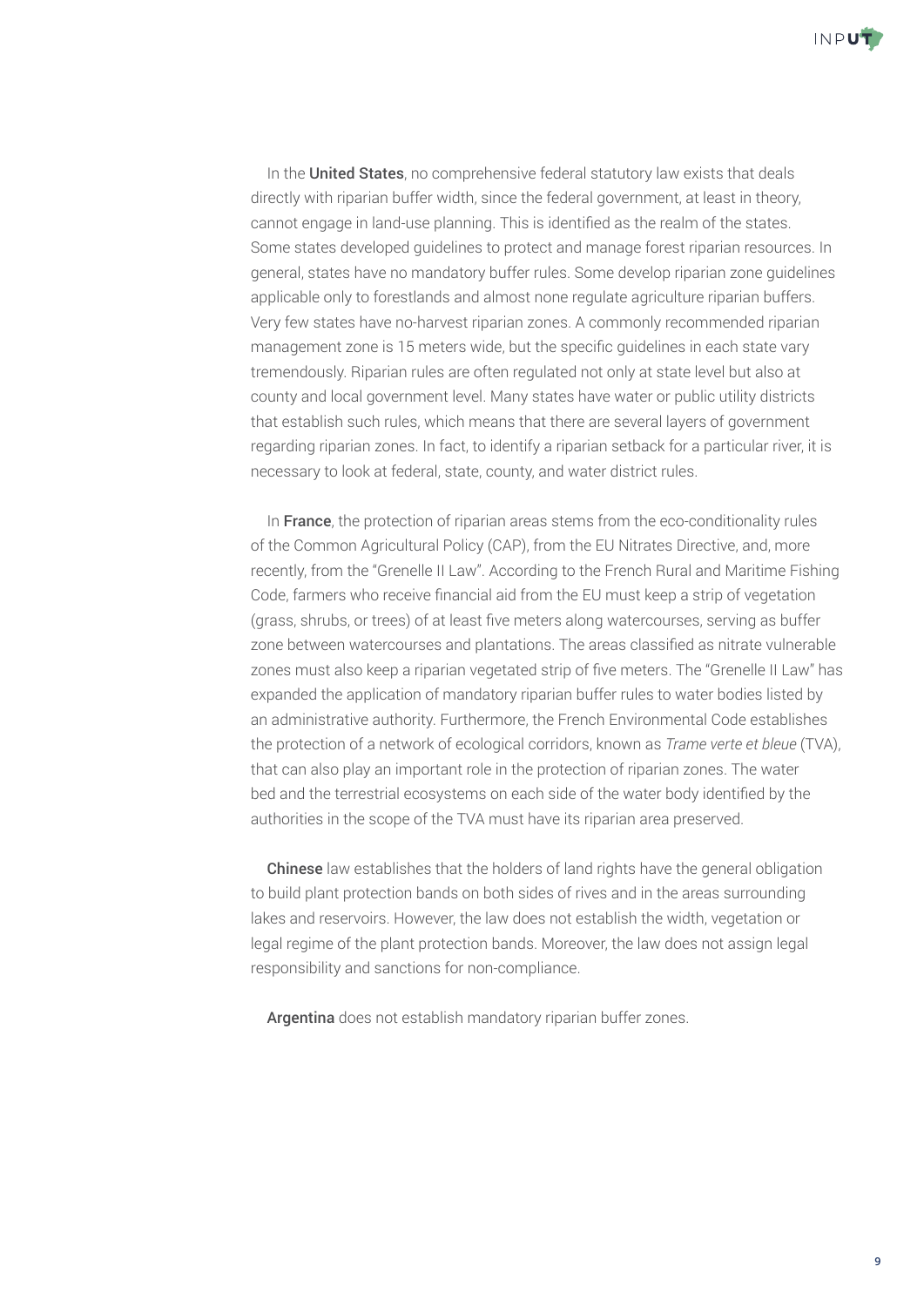In the **United States**, no comprehensive federal statutory law exists that deals directly with riparian buffer width, since the federal government, at least in theory, cannot engage in land-use planning. This is identified as the realm of the states. Some states developed guidelines to protect and manage forest riparian resources. In general, states have no mandatory buffer rules. Some develop riparian zone guidelines applicable only to forestlands and almost none regulate agriculture riparian buffers. Very few states have no-harvest riparian zones. A commonly recommended riparian management zone is 15 meters wide, but the specific guidelines in each state vary tremendously. Riparian rules are often regulated not only at state level but also at county and local government level. Many states have water or public utility districts that establish such rules, which means that there are several layers of government regarding riparian zones. In fact, to identify a riparian setback for a particular river, it is necessary to look at federal, state, county, and water district rules.

In **France**, the protection of riparian areas stems from the eco-conditionality rules of the Common Agricultural Policy (CAP), from the EU Nitrates Directive, and, more recently, from the "Grenelle II Law". According to the French Rural and Maritime Fishing Code, farmers who receive financial aid from the EU must keep a strip of vegetation (grass, shrubs, or trees) of at least five meters along watercourses, serving as buffer zone between watercourses and plantations. The areas classified as nitrate vulnerable zones must also keep a riparian vegetated strip of five meters. The "Grenelle II Law" has expanded the application of mandatory riparian buffer rules to water bodies listed by an administrative authority. Furthermore, the French Environmental Code establishes the protection of a network of ecological corridors, known as *Trame verte et bleue* (TVA), that can also play an important role in the protection of riparian zones. The water bed and the terrestrial ecosystems on each side of the water body identified by the authorities in the scope of the TVA must have its riparian area preserved.

**Chinese** law establishes that the holders of land rights have the general obligation to build plant protection bands on both sides of rives and in the areas surrounding lakes and reservoirs. However, the law does not establish the width, vegetation or legal regime of the plant protection bands. Moreover, the law does not assign legal responsibility and sanctions for non-compliance.

**Argentina** does not establish mandatory riparian buffer zones.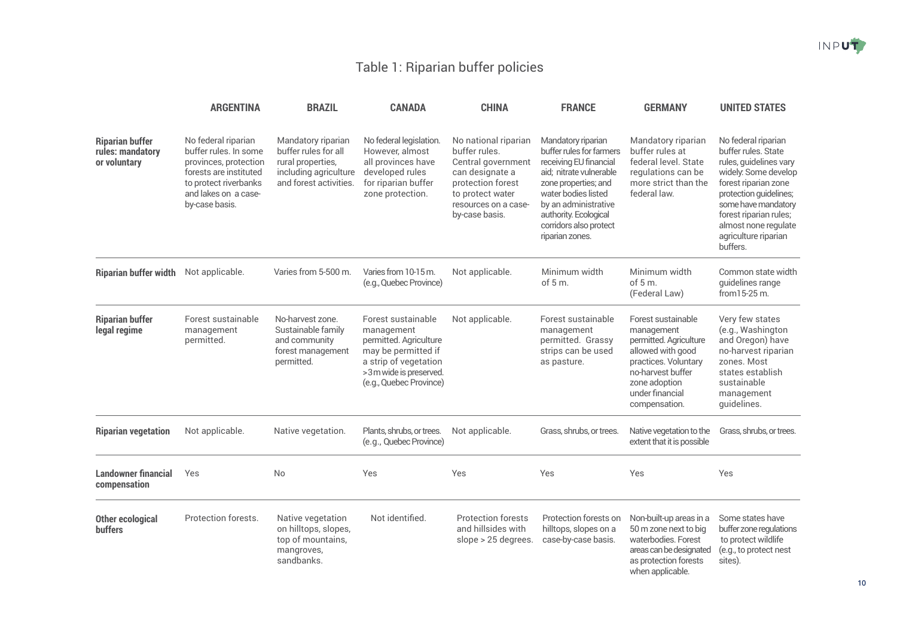Table 1: Riparian buffer policies

| | ARGENTINA | BRAZIL | CANADA | CHINA | FRANCE | GERMANY | UNITED STATES |
|---|---|---|---|---|---|---|---|
| **Riparian buffer rules: mandatory or voluntary** | No federal riparian buffer rules. In some provinces, protection forests are instituted to protect riverbanks and lakes on a case-by-case basis. | Mandatory riparian buffer rules for all rural properties, including agriculture and forest activities. | No federal legislation. However, almost all provinces have developed rules for riparian buffer zone protection. | No national riparian buffer rules. Central government can designate a protection forest to protect water resources on a case-by-case basis. | Mandatory riparian buffer rules for farmers receiving EU financial aid; nitrate vulnerable zone properties; and water bodies listed by an administrative authority. Ecological corridors also protect riparian zones. | Mandatory riparian buffer rules at federal level. State regulations can be more strict than the federal law. | No federal riparian buffer rules. State rules, guidelines vary widely: Some develop forest riparian zone protection guidelines; some have mandatory forest riparian rules; almost none regulate agriculture riparian buffers. |
| **Riparian buffer width** | Not applicable. | Varies from 5-500 m. | Varies from 10-15 m. (e.g., Quebec Province) | Not applicable. | Minimum width of 5 m. | Minimum width of 5 m. (Federal Law) | Common state width guidelines range from15-25 m. |
| **Riparian buffer legal regime** | Forest sustainable management permitted. | No-harvest zone. Sustainable family and community forest management permitted. | Forest sustainable management permitted. Agriculture may be permitted if a strip of vegetation >3 m wide is preserved. (e.g., Quebec Province) | Not applicable. | Forest sustainable management permitted. Grassy strips can be used as pasture. | Forest sustainable management permitted. Agriculture allowed with good practices. Voluntary no-harvest buffer zone adoption under financial compensation. | Very few states (e.g., Washington and Oregon) have no-harvest riparian zones. Most states establish sustainable management guidelines. |
| **Riparian vegetation** | Not applicable. | Native vegetation. | Plants, shrubs, or trees. (e.g., Quebec Province) | Not applicable. | Grass, shrubs, or trees. | Native vegetation to the extent that it is possible | Grass, shrubs, or trees. |
| **Landowner financial compensation** | Yes | No | Yes | Yes | Yes | Yes | Yes |
| **Other ecological buffers** | Protection forests. | Native vegetation on hilltops, slopes, top of mountains, mangroves, sandbanks. | Not identified. | Protection forests and hillsides with slope > 25 degrees. | Protection forests on hilltops, slopes on a case-by-case basis. | Non-built-up areas in a 50 m zone next to big waterbodies. Forest areas can be designated as protection forests when applicable. | Some states have buffer zone regulations to protect wildlife (e.g., to protect nest sites). |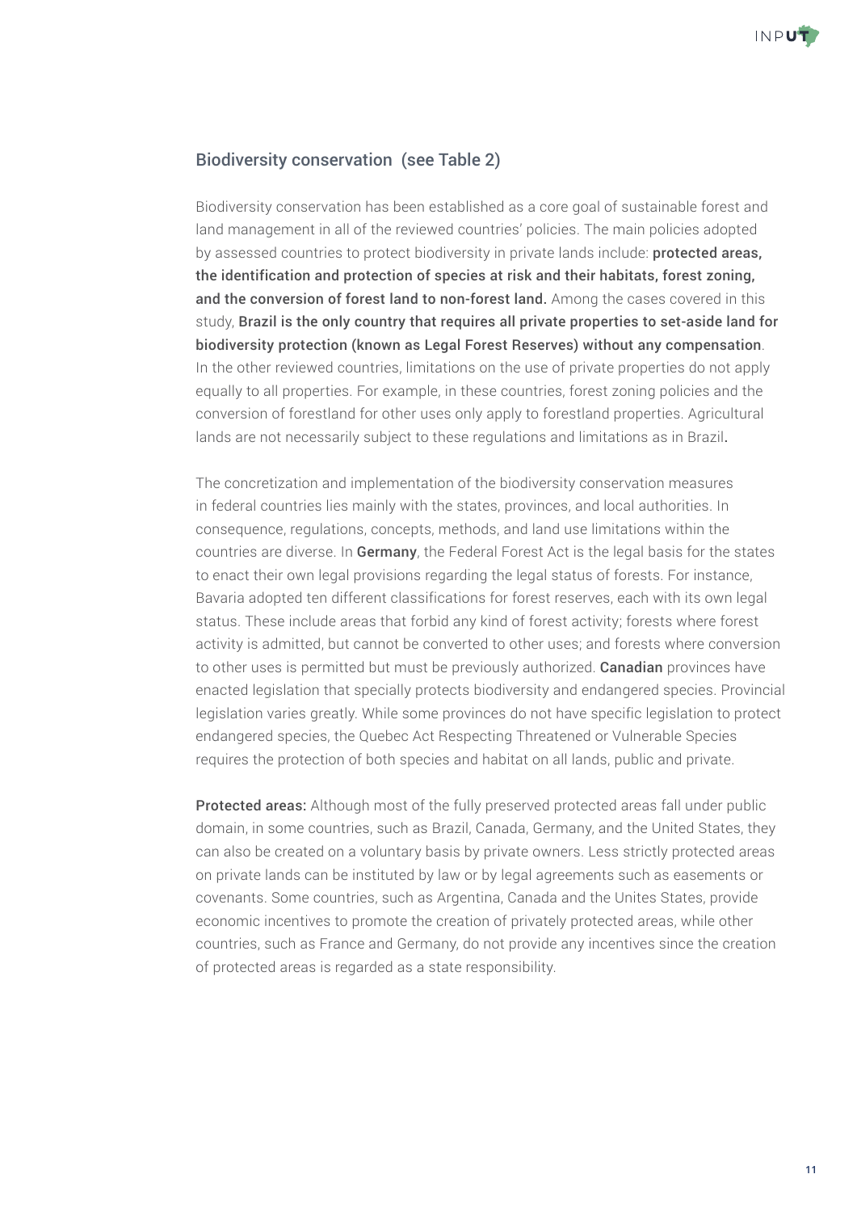## Biodiversity conservation (see Table 2)

Biodiversity conservation has been established as a core goal of sustainable forest and land management in all of the reviewed countries' policies. The main policies adopted by assessed countries to protect biodiversity in private lands include: **protected areas, the identification and protection of species at risk and their habitats, forest zoning, and the conversion of forest land to non-forest land.** Among the cases covered in this study, **Brazil is the only country that requires all private properties to set-aside land for biodiversity protection (known as Legal Forest Reserves) without any compensation**. In the other reviewed countries, limitations on the use of private properties do not apply equally to all properties. For example, in these countries, forest zoning policies and the conversion of forestland for other uses only apply to forestland properties. Agricultural lands are not necessarily subject to these regulations and limitations as in Brazil.

The concretization and implementation of the biodiversity conservation measures in federal countries lies mainly with the states, provinces, and local authorities. In consequence, regulations, concepts, methods, and land use limitations within the countries are diverse. In **Germany**, the Federal Forest Act is the legal basis for the states to enact their own legal provisions regarding the legal status of forests. For instance, Bavaria adopted ten different classifications for forest reserves, each with its own legal status. These include areas that forbid any kind of forest activity; forests where forest activity is admitted, but cannot be converted to other uses; and forests where conversion to other uses is permitted but must be previously authorized. **Canadian** provinces have enacted legislation that specially protects biodiversity and endangered species. Provincial legislation varies greatly. While some provinces do not have specific legislation to protect endangered species, the Quebec Act Respecting Threatened or Vulnerable Species requires the protection of both species and habitat on all lands, public and private.

**Protected areas:** Although most of the fully preserved protected areas fall under public domain, in some countries, such as Brazil, Canada, Germany, and the United States, they can also be created on a voluntary basis by private owners. Less strictly protected areas on private lands can be instituted by law or by legal agreements such as easements or covenants. Some countries, such as Argentina, Canada and the Unites States, provide economic incentives to promote the creation of privately protected areas, while other countries, such as France and Germany, do not provide any incentives since the creation of protected areas is regarded as a state responsibility.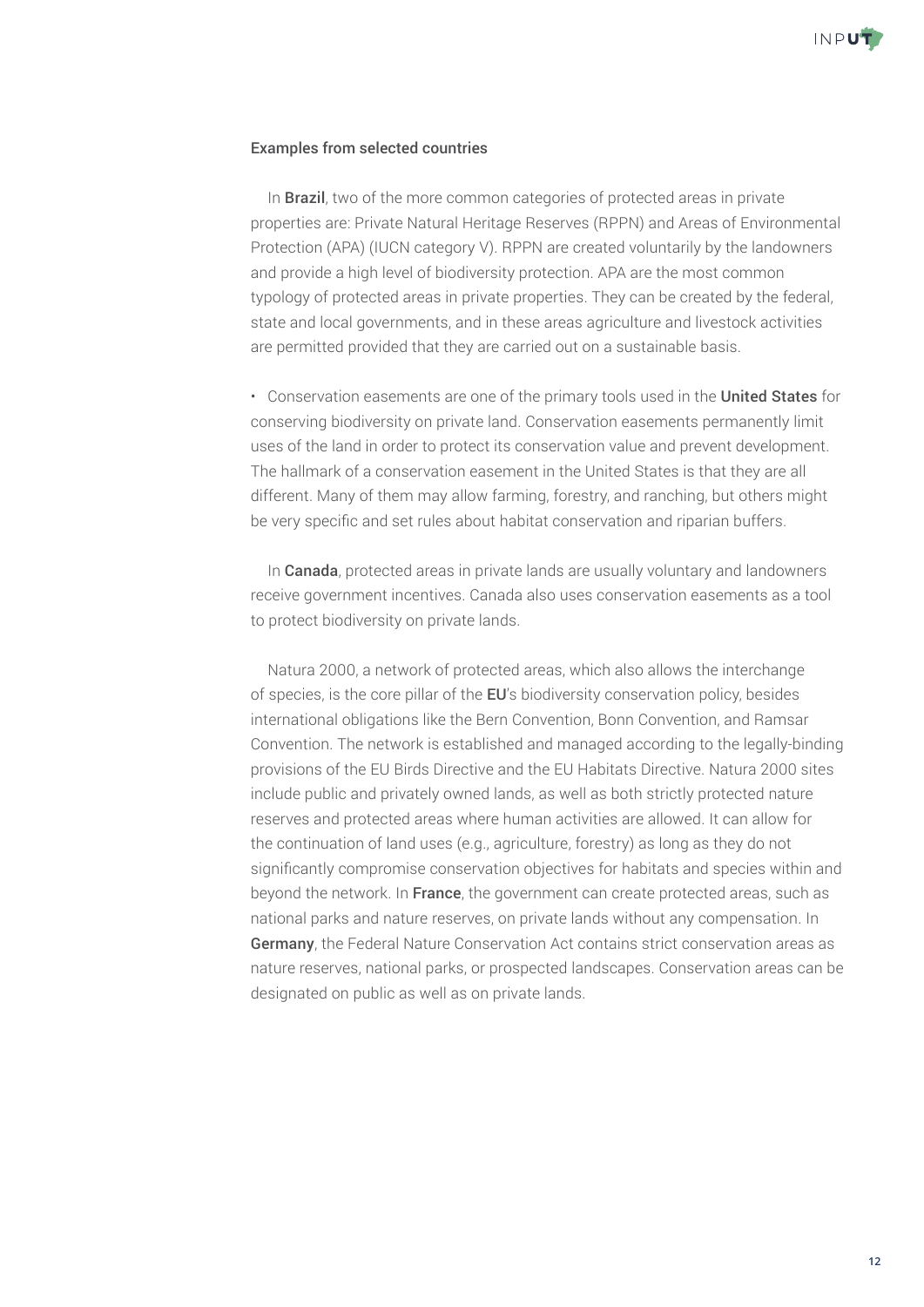### Examples from selected countries

In **Brazil**, two of the more common categories of protected areas in private properties are: Private Natural Heritage Reserves (RPPN) and Areas of Environmental Protection (APA) (IUCN category V). RPPN are created voluntarily by the landowners and provide a high level of biodiversity protection. APA are the most common typology of protected areas in private properties. They can be created by the federal, state and local governments, and in these areas agriculture and livestock activities are permitted provided that they are carried out on a sustainable basis.

- Conservation easements are one of the primary tools used in the **United States** for conserving biodiversity on private land. Conservation easements permanently limit uses of the land in order to protect its conservation value and prevent development. The hallmark of a conservation easement in the United States is that they are all different. Many of them may allow farming, forestry, and ranching, but others might be very specific and set rules about habitat conservation and riparian buffers.

In **Canada**, protected areas in private lands are usually voluntary and landowners receive government incentives. Canada also uses conservation easements as a tool to protect biodiversity on private lands.

Natura 2000, a network of protected areas, which also allows the interchange of species, is the core pillar of the **EU**'s biodiversity conservation policy, besides international obligations like the Bern Convention, Bonn Convention, and Ramsar Convention. The network is established and managed according to the legally-binding provisions of the EU Birds Directive and the EU Habitats Directive. Natura 2000 sites include public and privately owned lands, as well as both strictly protected nature reserves and protected areas where human activities are allowed. It can allow for the continuation of land uses (e.g., agriculture, forestry) as long as they do not significantly compromise conservation objectives for habitats and species within and beyond the network. In **France**, the government can create protected areas, such as national parks and nature reserves, on private lands without any compensation. In **Germany**, the Federal Nature Conservation Act contains strict conservation areas as nature reserves, national parks, or prospected landscapes. Conservation areas can be designated on public as well as on private lands.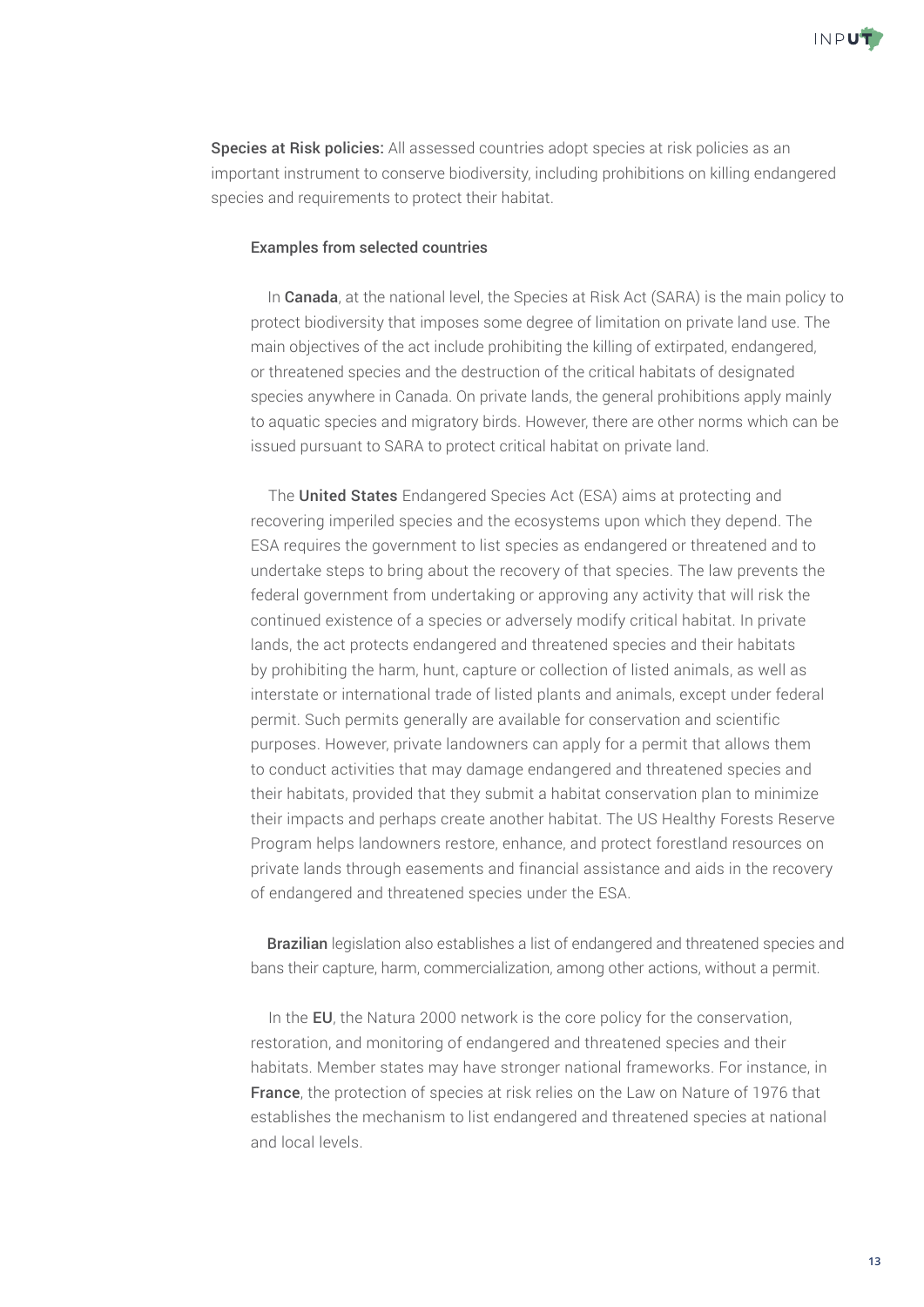**Species at Risk policies:** All assessed countries adopt species at risk policies as an important instrument to conserve biodiversity, including prohibitions on killing endangered species and requirements to protect their habitat.

### Examples from selected countries

In **Canada**, at the national level, the Species at Risk Act (SARA) is the main policy to protect biodiversity that imposes some degree of limitation on private land use. The main objectives of the act include prohibiting the killing of extirpated, endangered, or threatened species and the destruction of the critical habitats of designated species anywhere in Canada. On private lands, the general prohibitions apply mainly to aquatic species and migratory birds. However, there are other norms which can be issued pursuant to SARA to protect critical habitat on private land.

The **United States** Endangered Species Act (ESA) aims at protecting and recovering imperiled species and the ecosystems upon which they depend. The ESA requires the government to list species as endangered or threatened and to undertake steps to bring about the recovery of that species. The law prevents the federal government from undertaking or approving any activity that will risk the continued existence of a species or adversely modify critical habitat. In private lands, the act protects endangered and threatened species and their habitats by prohibiting the harm, hunt, capture or collection of listed animals, as well as interstate or international trade of listed plants and animals, except under federal permit. Such permits generally are available for conservation and scientific purposes. However, private landowners can apply for a permit that allows them to conduct activities that may damage endangered and threatened species and their habitats, provided that they submit a habitat conservation plan to minimize their impacts and perhaps create another habitat. The US Healthy Forests Reserve Program helps landowners restore, enhance, and protect forestland resources on private lands through easements and financial assistance and aids in the recovery of endangered and threatened species under the ESA.

**Brazilian** legislation also establishes a list of endangered and threatened species and bans their capture, harm, commercialization, among other actions, without a permit.

In the **EU**, the Natura 2000 network is the core policy for the conservation, restoration, and monitoring of endangered and threatened species and their habitats. Member states may have stronger national frameworks. For instance, in **France**, the protection of species at risk relies on the Law on Nature of 1976 that establishes the mechanism to list endangered and threatened species at national and local levels.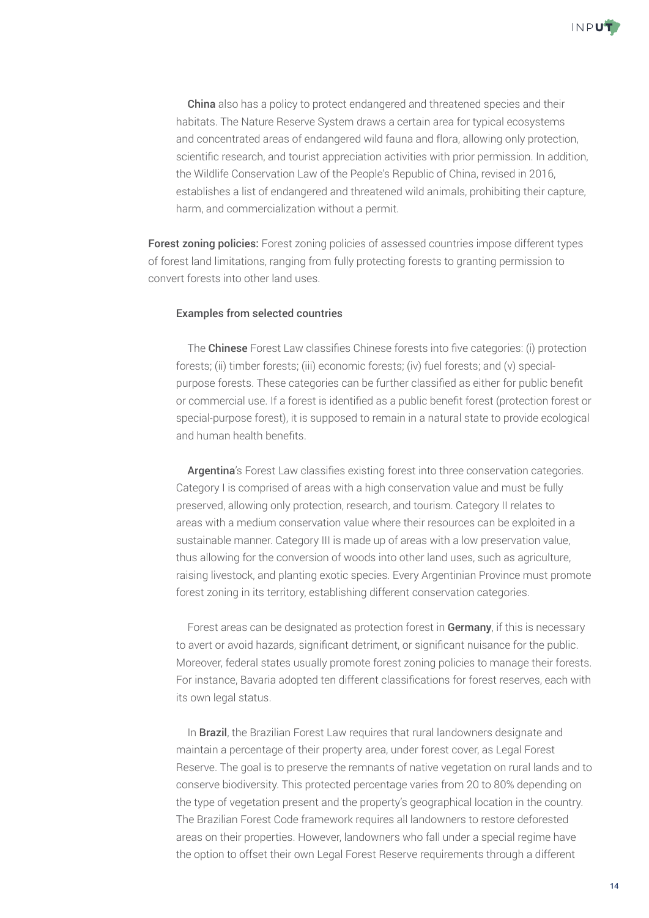**China** also has a policy to protect endangered and threatened species and their habitats. The Nature Reserve System draws a certain area for typical ecosystems and concentrated areas of endangered wild fauna and flora, allowing only protection, scientific research, and tourist appreciation activities with prior permission. In addition, the Wildlife Conservation Law of the People's Republic of China, revised in 2016, establishes a list of endangered and threatened wild animals, prohibiting their capture, harm, and commercialization without a permit.

**Forest zoning policies:** Forest zoning policies of assessed countries impose different types of forest land limitations, ranging from fully protecting forests to granting permission to convert forests into other land uses.

**Examples from selected countries**

The **Chinese** Forest Law classifies Chinese forests into five categories: (i) protection forests; (ii) timber forests; (iii) economic forests; (iv) fuel forests; and (v) special-purpose forests. These categories can be further classified as either for public benefit or commercial use. If a forest is identified as a public benefit forest (protection forest or special-purpose forest), it is supposed to remain in a natural state to provide ecological and human health benefits.

**Argentina**'s Forest Law classifies existing forest into three conservation categories. Category I is comprised of areas with a high conservation value and must be fully preserved, allowing only protection, research, and tourism. Category II relates to areas with a medium conservation value where their resources can be exploited in a sustainable manner. Category III is made up of areas with a low preservation value, thus allowing for the conversion of woods into other land uses, such as agriculture, raising livestock, and planting exotic species. Every Argentinian Province must promote forest zoning in its territory, establishing different conservation categories.

Forest areas can be designated as protection forest in **Germany**, if this is necessary to avert or avoid hazards, significant detriment, or significant nuisance for the public. Moreover, federal states usually promote forest zoning policies to manage their forests. For instance, Bavaria adopted ten different classifications for forest reserves, each with its own legal status.

In **Brazil**, the Brazilian Forest Law requires that rural landowners designate and maintain a percentage of their property area, under forest cover, as Legal Forest Reserve. The goal is to preserve the remnants of native vegetation on rural lands and to conserve biodiversity. This protected percentage varies from 20 to 80% depending on the type of vegetation present and the property's geographical location in the country. The Brazilian Forest Code framework requires all landowners to restore deforested areas on their properties. However, landowners who fall under a special regime have the option to offset their own Legal Forest Reserve requirements through a different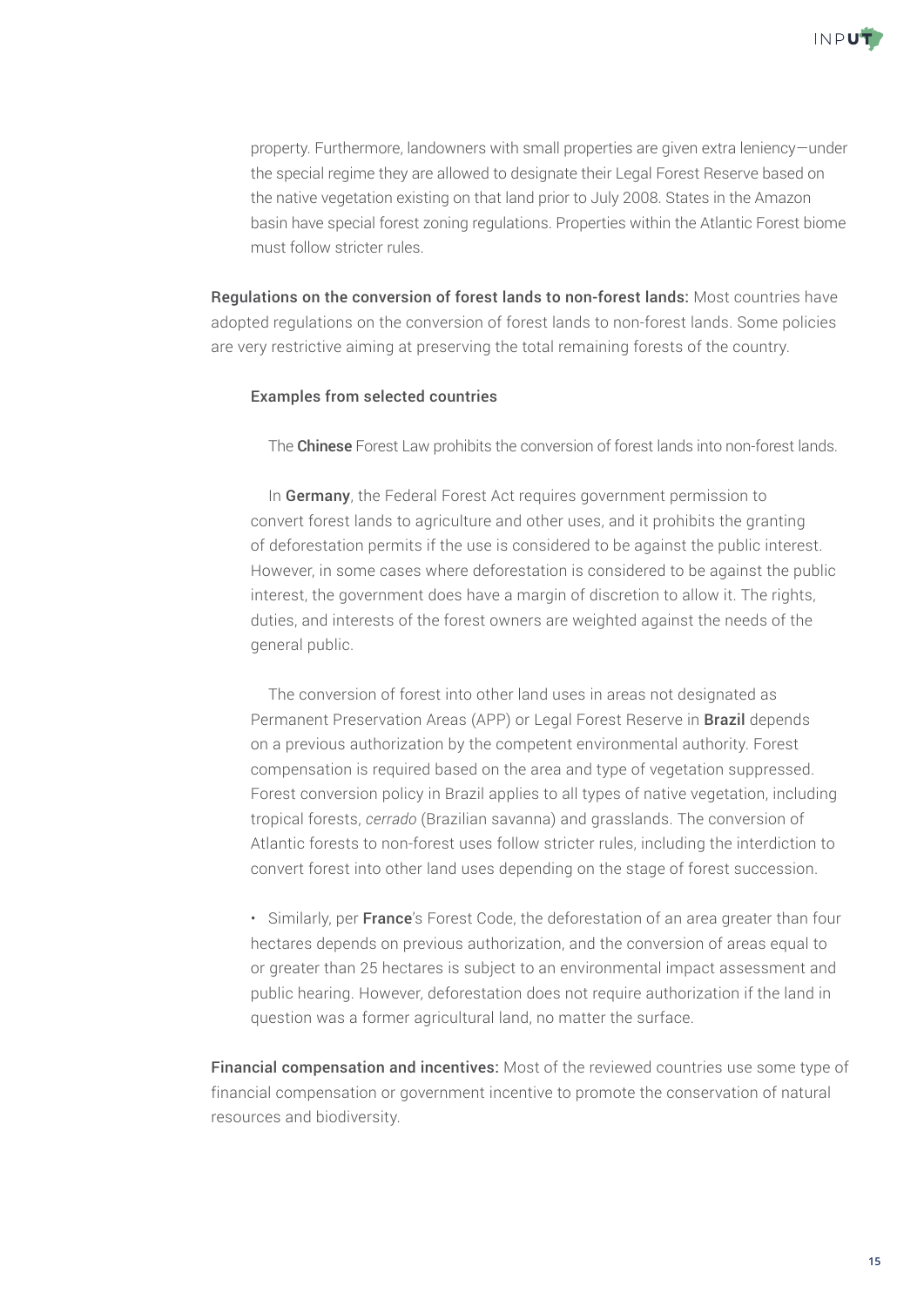property. Furthermore, landowners with small properties are given extra leniency—under the special regime they are allowed to designate their Legal Forest Reserve based on the native vegetation existing on that land prior to July 2008. States in the Amazon basin have special forest zoning regulations. Properties within the Atlantic Forest biome must follow stricter rules.

**Regulations on the conversion of forest lands to non-forest lands:** Most countries have adopted regulations on the conversion of forest lands to non-forest lands. Some policies are very restrictive aiming at preserving the total remaining forests of the country.

**Examples from selected countries**

The **Chinese** Forest Law prohibits the conversion of forest lands into non-forest lands.

In **Germany**, the Federal Forest Act requires government permission to convert forest lands to agriculture and other uses, and it prohibits the granting of deforestation permits if the use is considered to be against the public interest. However, in some cases where deforestation is considered to be against the public interest, the government does have a margin of discretion to allow it. The rights, duties, and interests of the forest owners are weighted against the needs of the general public.

The conversion of forest into other land uses in areas not designated as Permanent Preservation Areas (APP) or Legal Forest Reserve in **Brazil** depends on a previous authorization by the competent environmental authority. Forest compensation is required based on the area and type of vegetation suppressed. Forest conversion policy in Brazil applies to all types of native vegetation, including tropical forests, *cerrado* (Brazilian savanna) and grasslands. The conversion of Atlantic forests to non-forest uses follow stricter rules, including the interdiction to convert forest into other land uses depending on the stage of forest succession.

- Similarly, per **France**'s Forest Code, the deforestation of an area greater than four hectares depends on previous authorization, and the conversion of areas equal to or greater than 25 hectares is subject to an environmental impact assessment and public hearing. However, deforestation does not require authorization if the land in question was a former agricultural land, no matter the surface.

**Financial compensation and incentives:** Most of the reviewed countries use some type of financial compensation or government incentive to promote the conservation of natural resources and biodiversity.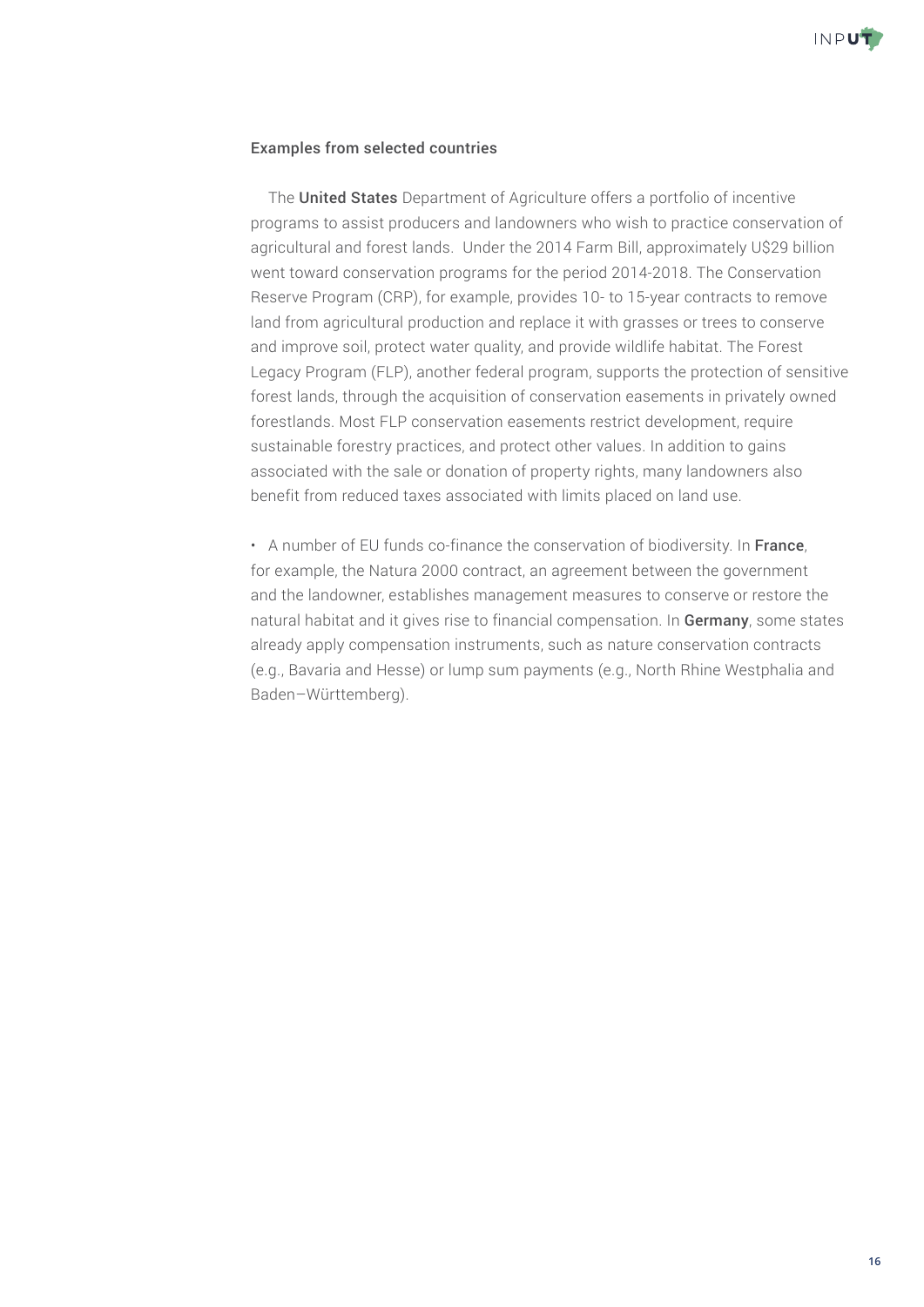### Examples from selected countries

The **United States** Department of Agriculture offers a portfolio of incentive programs to assist producers and landowners who wish to practice conservation of agricultural and forest lands. Under the 2014 Farm Bill, approximately U$29 billion went toward conservation programs for the period 2014-2018. The Conservation Reserve Program (CRP), for example, provides 10- to 15-year contracts to remove land from agricultural production and replace it with grasses or trees to conserve and improve soil, protect water quality, and provide wildlife habitat. The Forest Legacy Program (FLP), another federal program, supports the protection of sensitive forest lands, through the acquisition of conservation easements in privately owned forestlands. Most FLP conservation easements restrict development, require sustainable forestry practices, and protect other values. In addition to gains associated with the sale or donation of property rights, many landowners also benefit from reduced taxes associated with limits placed on land use.

- A number of EU funds co-finance the conservation of biodiversity. In **France**, for example, the Natura 2000 contract, an agreement between the government and the landowner, establishes management measures to conserve or restore the natural habitat and it gives rise to financial compensation. In **Germany**, some states already apply compensation instruments, such as nature conservation contracts (e.g., Bavaria and Hesse) or lump sum payments (e.g., North Rhine Westphalia and Baden–Württemberg).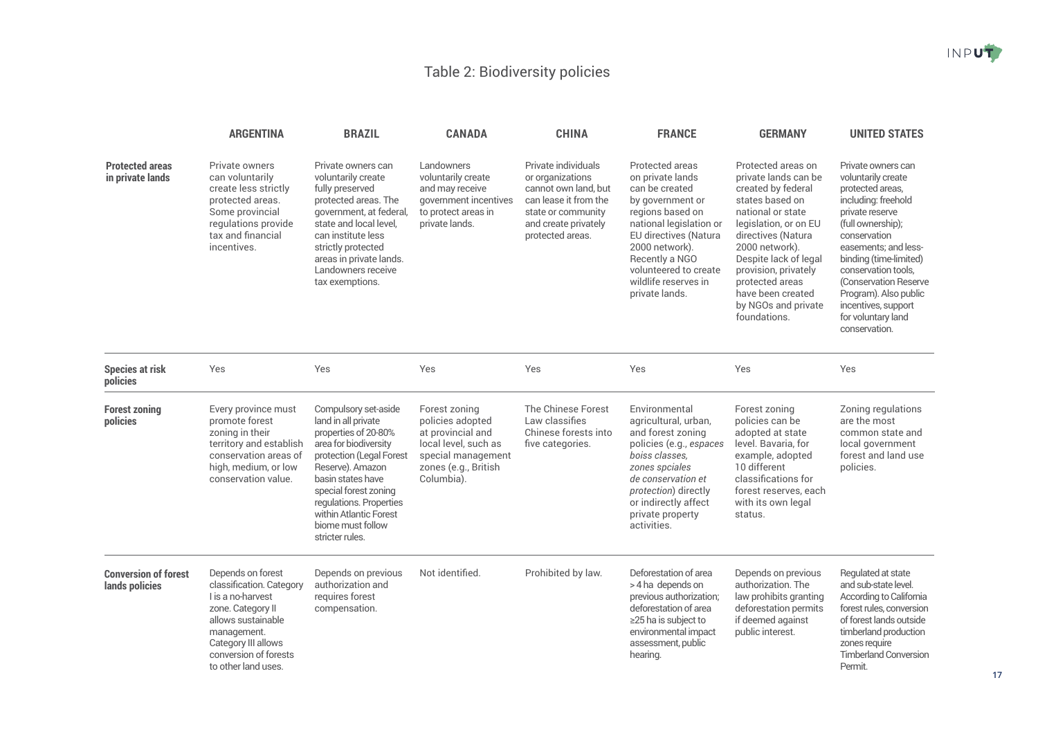# Table 2: Biodiversity policies

| | ARGENTINA | BRAZIL | CANADA | CHINA | FRANCE | GERMANY | UNITED STATES |
|---|---|---|---|---|---|---|---|
| **Protected areas in private lands** | Private owners can voluntarily create less strictly protected areas. Some provincial regulations provide tax and financial incentives. | Private owners can voluntarily create fully preserved protected areas. The government, at federal, state and local level, can institute less strictly protected areas in private lands. Landowners receive tax exemptions. | Landowners voluntarily create and may receive government incentives to protect areas in private lands. | Private individuals or organizations cannot own land, but can lease it from the state or community and create privately protected areas. | Protected areas on private lands can be created by government or regions based on national legislation or EU directives (Natura 2000 network). Recently a NGO volunteered to create wildlife reserves in private lands. | Protected areas on private lands can be created by federal states based on national or state legislation, or on EU directives (Natura 2000 network). Despite lack of legal provision, privately protected areas have been created by NGOs and private foundations. | Private owners can voluntarily create protected areas, including: freehold private reserve (full ownership); conservation easements; and less-binding (time-limited) conservation tools, (Conservation Reserve Program). Also public incentives, support for voluntary land conservation. |
| **Species at risk policies** | Yes | Yes | Yes | Yes | Yes | Yes | Yes |
| **Forest zoning policies** | Every province must promote forest zoning in their territory and establish conservation areas of high, medium, or low conservation value. | Compulsory set-aside land in all private properties of 20-80% area for biodiversity protection (Legal Forest Reserve). Amazon basin states have special forest zoning regulations. Properties within Atlantic Forest biome must follow stricter rules. | Forest zoning policies adopted at provincial and local level, such as special management zones (e.g., British Columbia). | The Chinese Forest Law classifies Chinese forests into five categories. | Environmental agricultural, urban, and forest zoning policies (e.g., *espaces boiss classes, zones spciales de conservation et protection*) directly or indirectly affect private property activities. | Forest zoning policies can be adopted at state level. Bavaria, for example, adopted 10 different classifications for forest reserves, each with its own legal status. | Zoning regulations are the most common state and local government forest and land use policies. |
| **Conversion of forest lands policies** | Depends on forest classification. Category I is a no-harvest zone. Category II allows sustainable management. Category III allows conversion of forests to other land uses. | Depends on previous authorization and requires forest compensation. | Not identified. | Prohibited by law. | Deforestation of area > 4 ha depends on previous authorization; deforestation of area ≥25 ha is subject to environmental impact assessment, public hearing. | Depends on previous authorization. The law prohibits granting deforestation permits if deemed against public interest. | Regulated at state and sub-state level. According to California forest rules, conversion of forest lands outside timberland production zones require Timberland Conversion Permit. |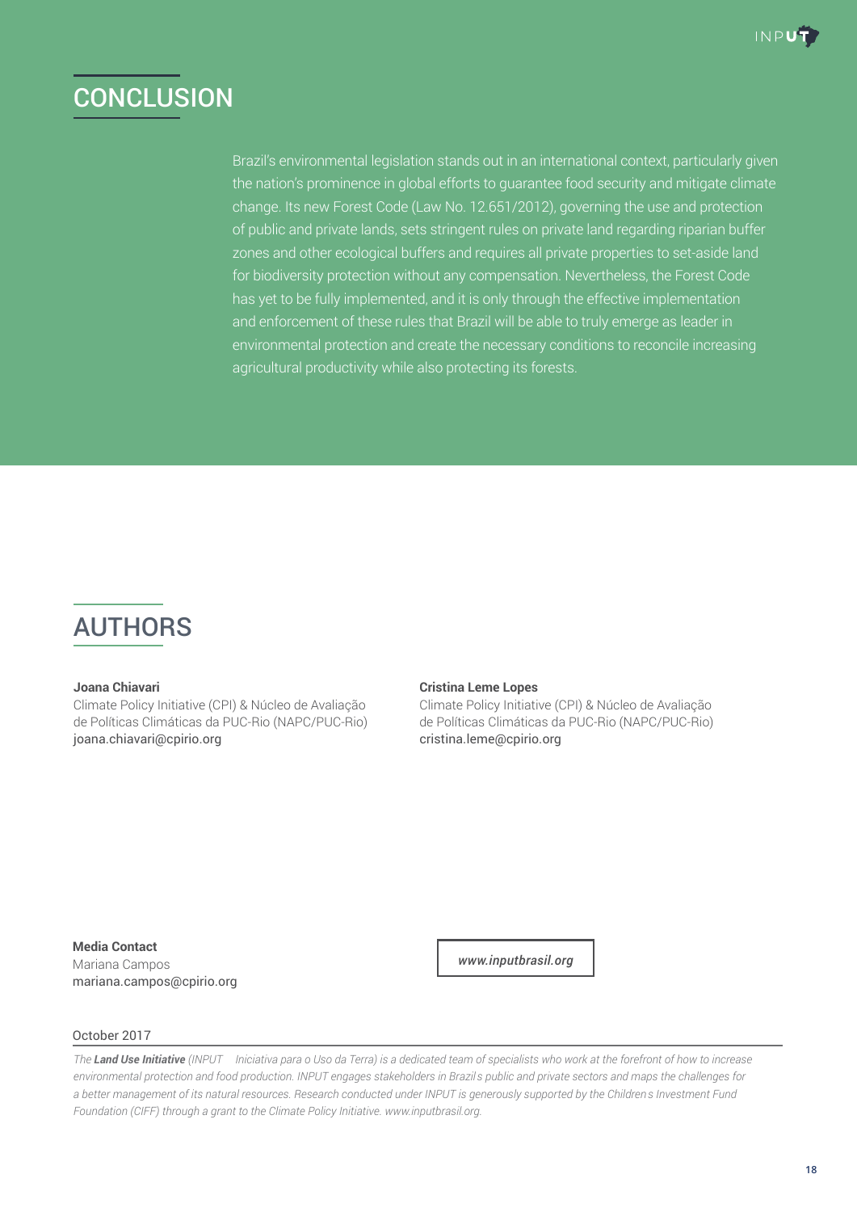## CONCLUSION

Brazil's environmental legislation stands out in an international context, particularly given the nation's prominence in global efforts to guarantee food security and mitigate climate change. Its new Forest Code (Law No. 12.651/2012), governing the use and protection of public and private lands, sets stringent rules on private land regarding riparian buffer zones and other ecological buffers and requires all private properties to set-aside land for biodiversity protection without any compensation. Nevertheless, the Forest Code has yet to be fully implemented, and it is only through the effective implementation and enforcement of these rules that Brazil will be able to truly emerge as leader in environmental protection and create the necessary conditions to reconcile increasing agricultural productivity while also protecting its forests.

## AUTHORS

**Joana Chiavari**
Climate Policy Initiative (CPI) & Núcleo de Avaliação de Políticas Climáticas da PUC-Rio (NAPC/PUC-Rio)
joana.chiavari@cpirio.org

**Cristina Leme Lopes**
Climate Policy Initiative (CPI) & Núcleo de Avaliação de Políticas Climáticas da PUC-Rio (NAPC/PUC-Rio)
cristina.leme@cpirio.org

**Media Contact**
Mariana Campos
mariana.campos@cpirio.org

*www.inputbrasil.org*

October 2017

*The **Land Use Initiative** (INPUT Iniciativa para o Uso da Terra) is a dedicated team of specialists who work at the forefront of how to increase environmental protection and food production. INPUT engages stakeholders in Brazil s public and private sectors and maps the challenges for a better management of its natural resources. Research conducted under INPUT is generously supported by the Children s Investment Fund Foundation (CIFF) through a grant to the Climate Policy Initiative. www.inputbrasil.org.*